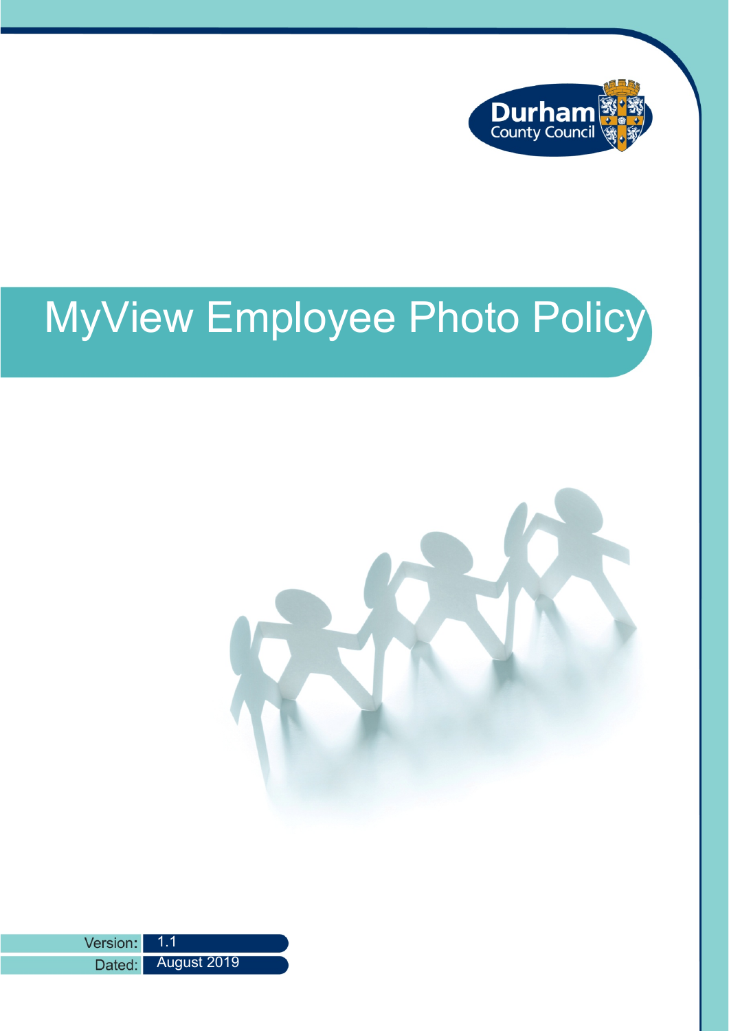Durham County Council

# MyView Employee Photo Policy

| Version: | 1.1 |
| --- | --- |
| Dated: | August 2019 |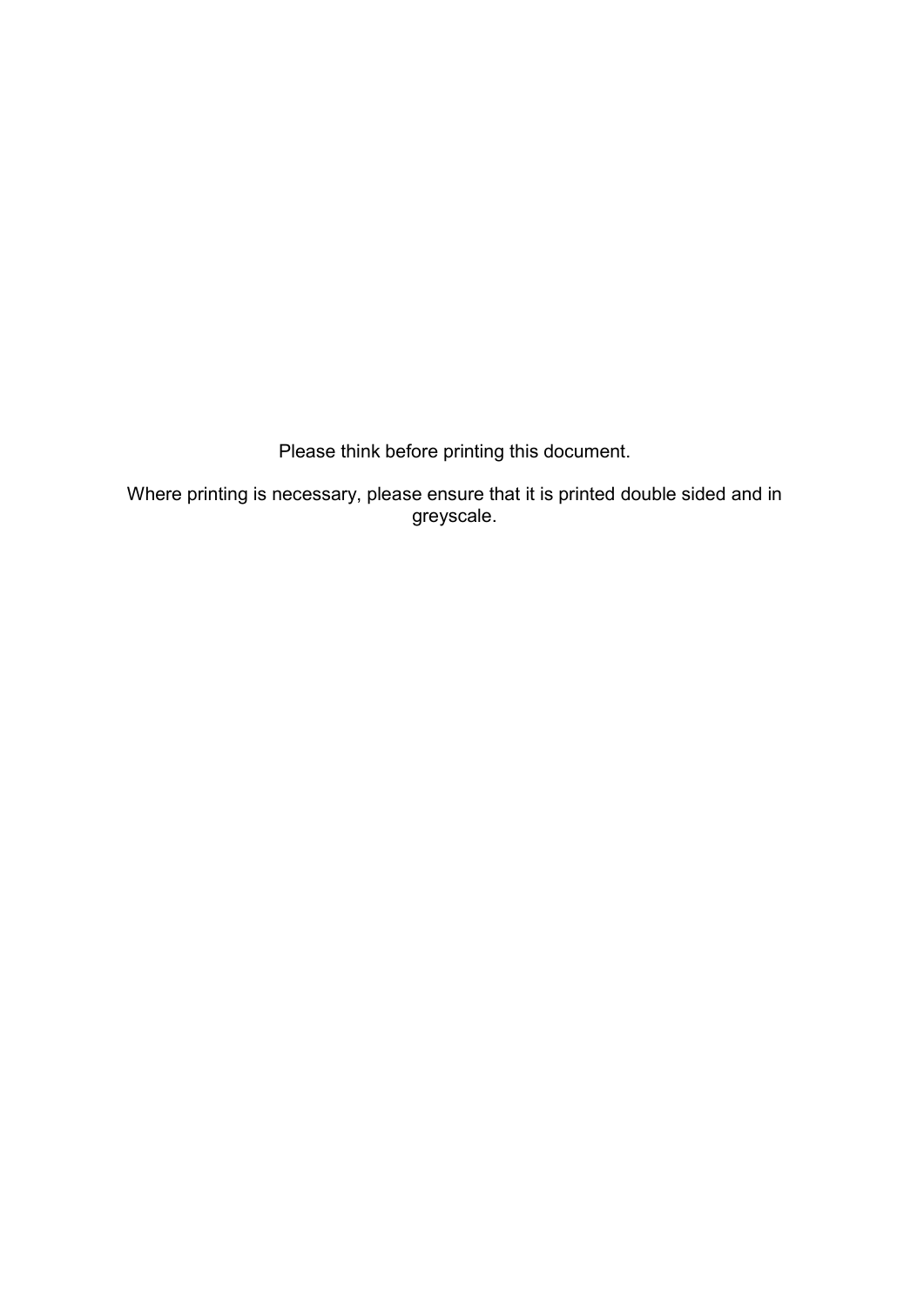Please think before printing this document.

Where printing is necessary, please ensure that it is printed double sided and in greyscale.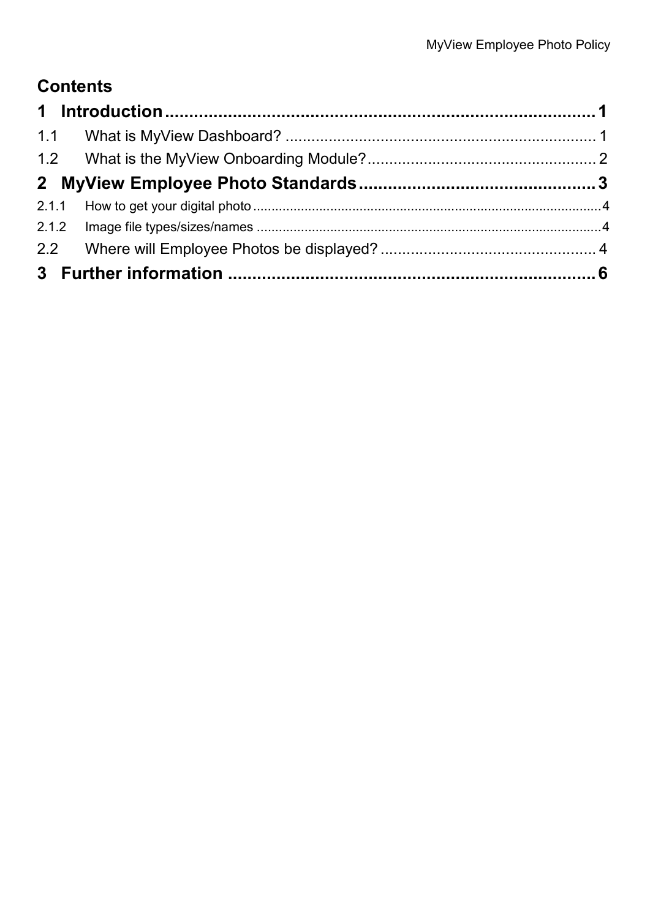# Contents

**1 Introduction** .......... **1**

1.1 What is MyView Dashboard? .......... 1

1.2 What is the MyView Onboarding Module? .......... 2

**2 MyView Employee Photo Standards** .......... **3**

2.1.1 How to get your digital photo .......... 4

2.1.2 Image file types/sizes/names .......... 4

2.2 Where will Employee Photos be displayed? .......... 4

**3 Further information** .......... **6**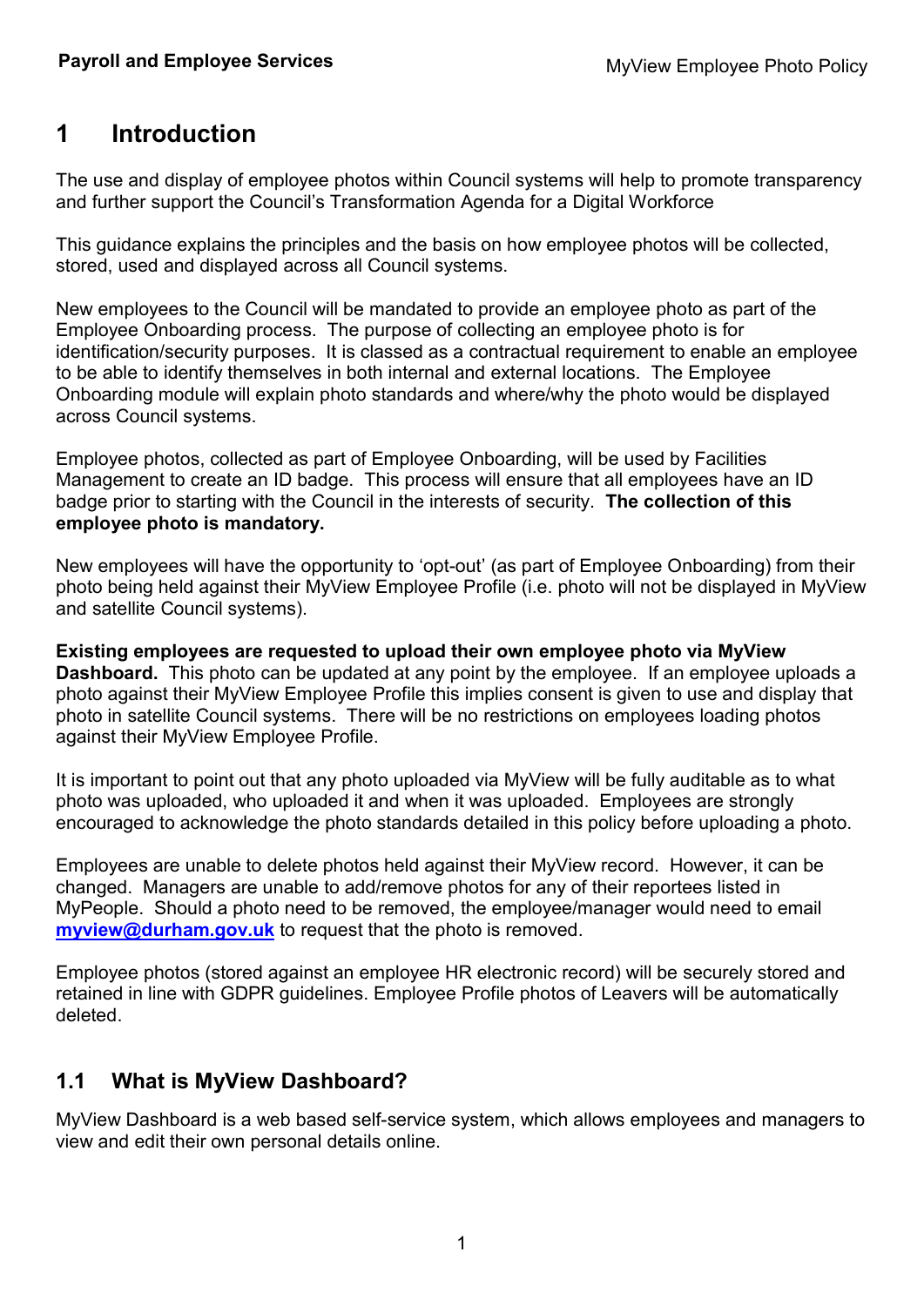# 1 Introduction

The use and display of employee photos within Council systems will help to promote transparency and further support the Council's Transformation Agenda for a Digital Workforce

This guidance explains the principles and the basis on how employee photos will be collected, stored, used and displayed across all Council systems.

New employees to the Council will be mandated to provide an employee photo as part of the Employee Onboarding process. The purpose of collecting an employee photo is for identification/security purposes. It is classed as a contractual requirement to enable an employee to be able to identify themselves in both internal and external locations. The Employee Onboarding module will explain photo standards and where/why the photo would be displayed across Council systems.

Employee photos, collected as part of Employee Onboarding, will be used by Facilities Management to create an ID badge. This process will ensure that all employees have an ID badge prior to starting with the Council in the interests of security. **The collection of this employee photo is mandatory.**

New employees will have the opportunity to 'opt-out' (as part of Employee Onboarding) from their photo being held against their MyView Employee Profile (i.e. photo will not be displayed in MyView and satellite Council systems).

**Existing employees are requested to upload their own employee photo via MyView Dashboard.** This photo can be updated at any point by the employee. If an employee uploads a photo against their MyView Employee Profile this implies consent is given to use and display that photo in satellite Council systems. There will be no restrictions on employees loading photos against their MyView Employee Profile.

It is important to point out that any photo uploaded via MyView will be fully auditable as to what photo was uploaded, who uploaded it and when it was uploaded. Employees are strongly encouraged to acknowledge the photo standards detailed in this policy before uploading a photo.

Employees are unable to delete photos held against their MyView record. However, it can be changed. Managers are unable to add/remove photos for any of their reportees listed in MyPeople. Should a photo need to be removed, the employee/manager would need to email **myview@durham.gov.uk** to request that the photo is removed.

Employee photos (stored against an employee HR electronic record) will be securely stored and retained in line with GDPR guidelines. Employee Profile photos of Leavers will be automatically deleted.

## 1.1 What is MyView Dashboard?

MyView Dashboard is a web based self-service system, which allows employees and managers to view and edit their own personal details online.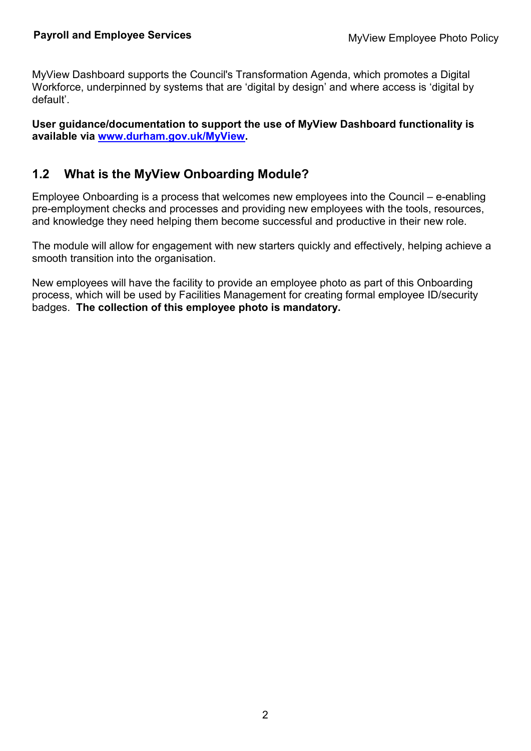MyView Dashboard supports the Council's Transformation Agenda, which promotes a Digital Workforce, underpinned by systems that are 'digital by design' and where access is 'digital by default'.

**User guidance/documentation to support the use of MyView Dashboard functionality is available via [www.durham.gov.uk/MyView](www.durham.gov.uk/MyView).**

## 1.2 What is the MyView Onboarding Module?

Employee Onboarding is a process that welcomes new employees into the Council – e-enabling pre-employment checks and processes and providing new employees with the tools, resources, and knowledge they need helping them become successful and productive in their new role.

The module will allow for engagement with new starters quickly and effectively, helping achieve a smooth transition into the organisation.

New employees will have the facility to provide an employee photo as part of this Onboarding process, which will be used by Facilities Management for creating formal employee ID/security badges. **The collection of this employee photo is mandatory.**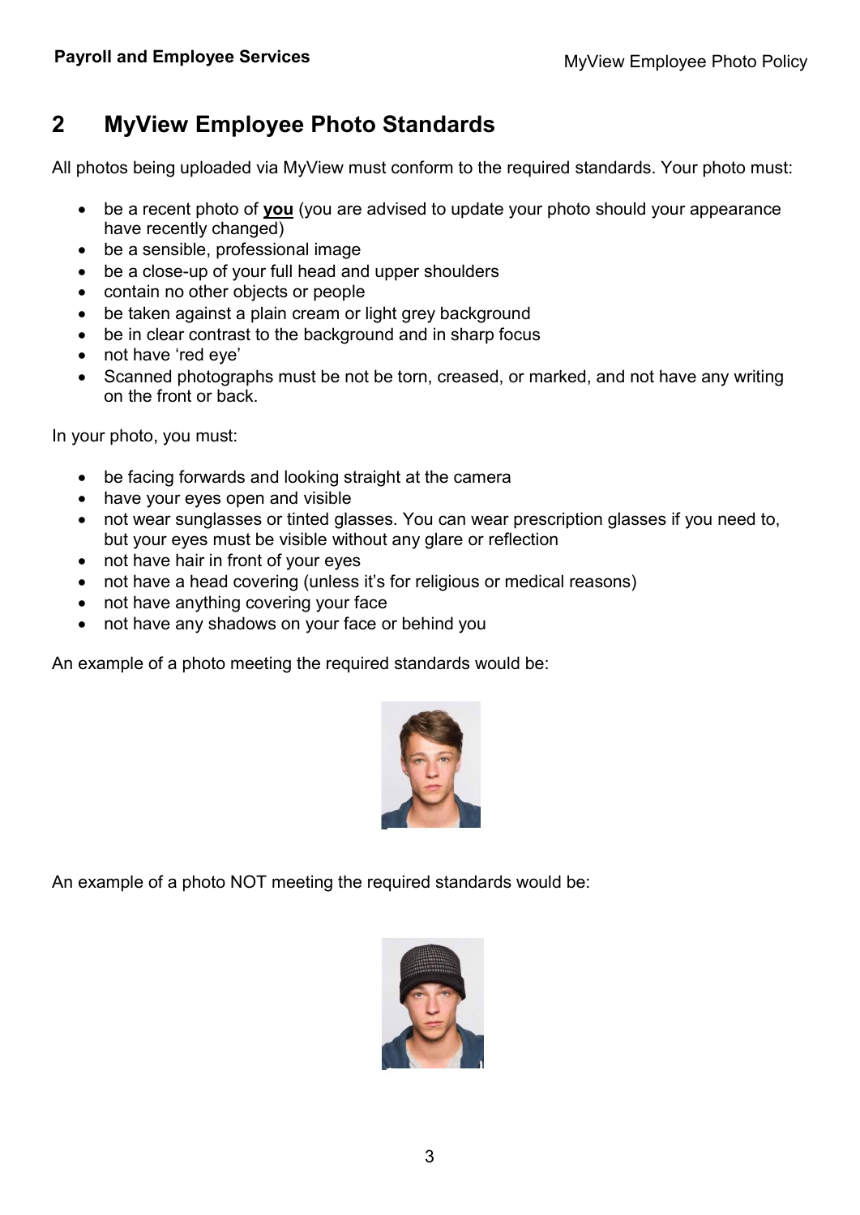## 2 MyView Employee Photo Standards

All photos being uploaded via MyView must conform to the required standards. Your photo must:

- be a recent photo of **<u>you</u>** (you are advised to update your photo should your appearance have recently changed)
- be a sensible, professional image
- be a close-up of your full head and upper shoulders
- contain no other objects or people
- be taken against a plain cream or light grey background
- be in clear contrast to the background and in sharp focus
- not have 'red eye'
- Scanned photographs must be not be torn, creased, or marked, and not have any writing on the front or back.

In your photo, you must:

- be facing forwards and looking straight at the camera
- have your eyes open and visible
- not wear sunglasses or tinted glasses. You can wear prescription glasses if you need to, but your eyes must be visible without any glare or reflection
- not have hair in front of your eyes
- not have a head covering (unless it's for religious or medical reasons)
- not have anything covering your face
- not have any shadows on your face or behind you

An example of a photo meeting the required standards would be:

An example of a photo NOT meeting the required standards would be: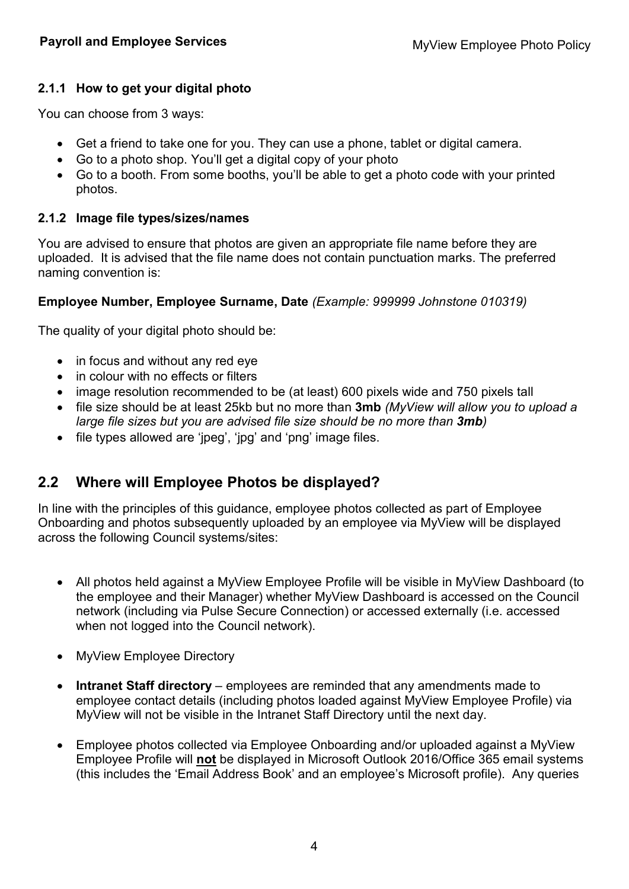### 2.1.1 How to get your digital photo

You can choose from 3 ways:

- Get a friend to take one for you. They can use a phone, tablet or digital camera.
- Go to a photo shop. You'll get a digital copy of your photo
- Go to a booth. From some booths, you'll be able to get a photo code with your printed photos.

### 2.1.2 Image file types/sizes/names

You are advised to ensure that photos are given an appropriate file name before they are uploaded. It is advised that the file name does not contain punctuation marks. The preferred naming convention is:

**Employee Number, Employee Surname, Date** *(Example: 999999 Johnstone 010319)*

The quality of your digital photo should be:

- in focus and without any red eye
- in colour with no effects or filters
- image resolution recommended to be (at least) 600 pixels wide and 750 pixels tall
- file size should be at least 25kb but no more than **3mb** *(MyView will allow you to upload a large file sizes but you are advised file size should be no more than **3mb**)*
- file types allowed are 'jpeg', 'jpg' and 'png' image files.

## 2.2 Where will Employee Photos be displayed?

In line with the principles of this guidance, employee photos collected as part of Employee Onboarding and photos subsequently uploaded by an employee via MyView will be displayed across the following Council systems/sites:

- All photos held against a MyView Employee Profile will be visible in MyView Dashboard (to the employee and their Manager) whether MyView Dashboard is accessed on the Council network (including via Pulse Secure Connection) or accessed externally (i.e. accessed when not logged into the Council network).

- MyView Employee Directory

- **Intranet Staff directory** – employees are reminded that any amendments made to employee contact details (including photos loaded against MyView Employee Profile) via MyView will not be visible in the Intranet Staff Directory until the next day.

- Employee photos collected via Employee Onboarding and/or uploaded against a MyView Employee Profile will **not** be displayed in Microsoft Outlook 2016/Office 365 email systems (this includes the 'Email Address Book' and an employee's Microsoft profile). Any queries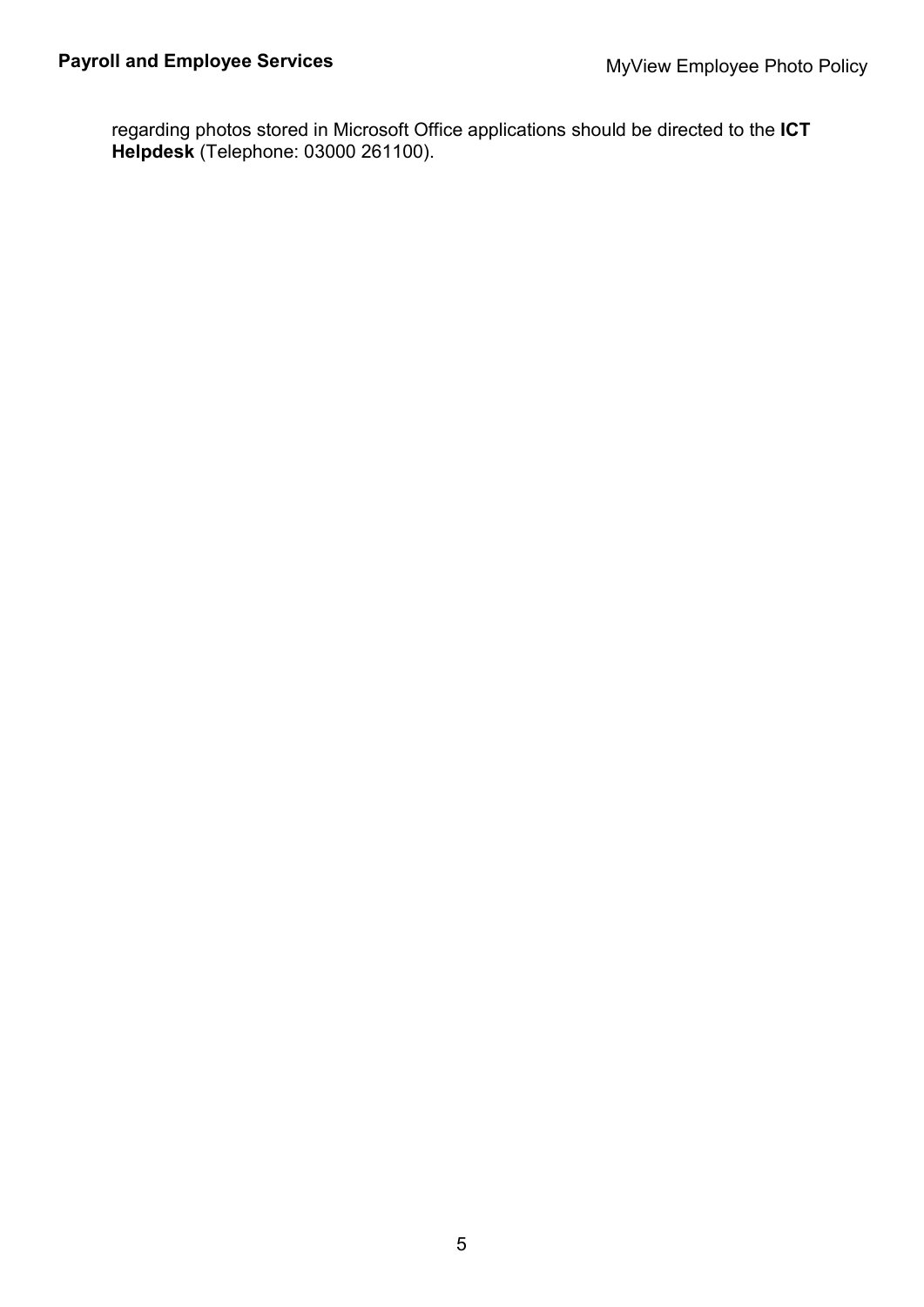regarding photos stored in Microsoft Office applications should be directed to the **ICT Helpdesk** (Telephone: 03000 261100).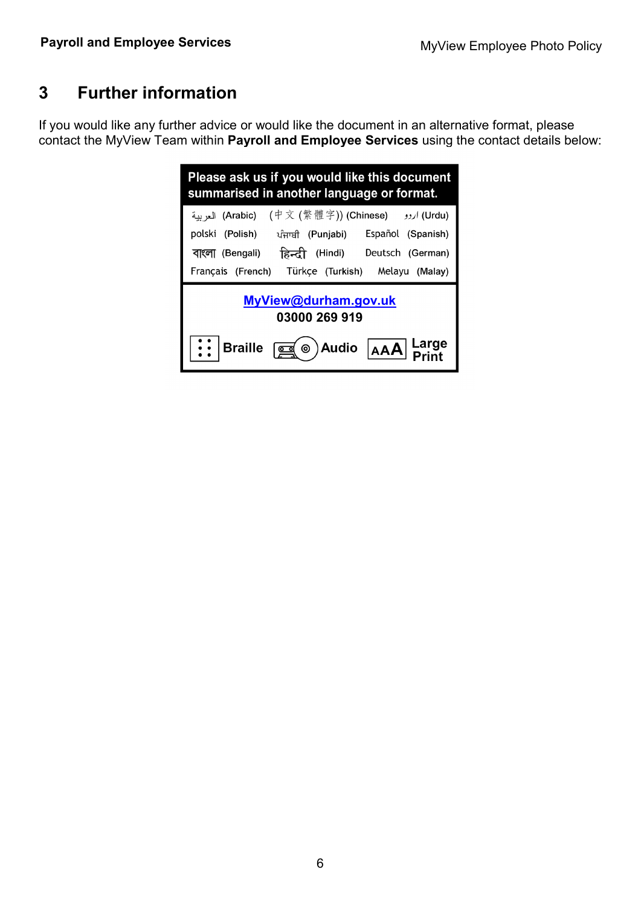## 3 Further information

If you would like any further advice or would like the document in an alternative format, please contact the MyView Team within **Payroll and Employee Services** using the contact details below:

**Please ask us if you would like this document summarised in another language or format.**

| | | |
|---|---|---|
| العربية (Arabic) | (中文 (繁體字)) (Chinese) | اردو (Urdu) |
| polski (Polish) | ਪੰਜਾਬੀ (Punjabi) | Español (Spanish) |
| বাংলা (Bengali) | हिन्दी (Hindi) | Deutsch (German) |
| Français (French) | Türkçe (Turkish) | Melayu (Malay) |

MyView@durham.gov.uk

03000 269 919

Braille Audio Large Print